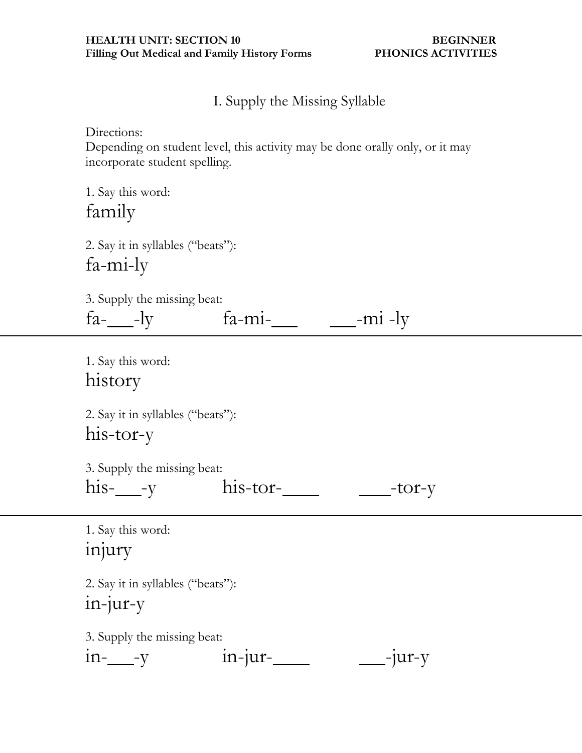**HEALTH UNIT: SECTION 10**
**Filling Out Medical and Family History Forms**

**BEGINNER**
**PHONICS ACTIVITIES**

## I. Supply the Missing Syllable

Directions:
Depending on student level, this activity may be done orally only, or it may incorporate student spelling.

1. Say this word:

family

2. Say it in syllables ("beats"):

fa-mi-ly

3. Supply the missing beat:

fa-___-ly     fa-mi-___     ___-mi -ly

---

1. Say this word:

history

2. Say it in syllables ("beats"):

his-tor-y

3. Supply the missing beat:

his-___-y     his-tor-____     ____-tor-y

---

1. Say this word:

injury

2. Say it in syllables ("beats"):

in-jur-y

3. Supply the missing beat:

in-___-y     in-jur-____     ___-jur-y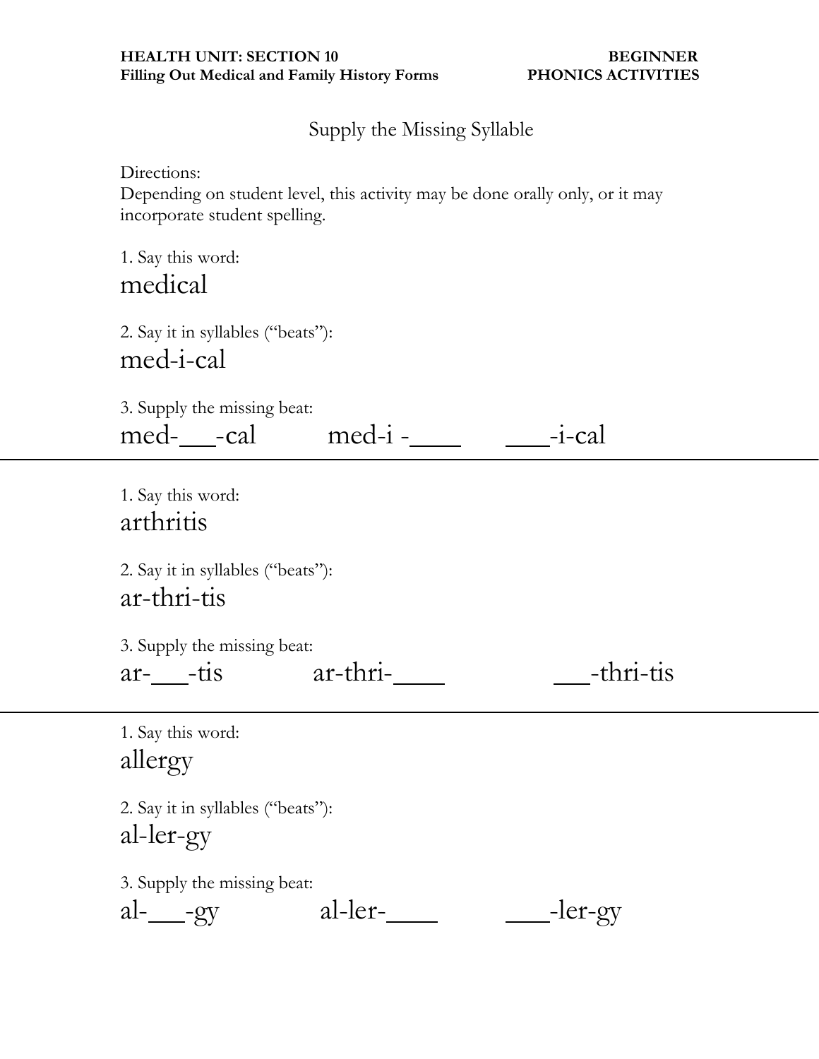**HEALTH UNIT: SECTION 10** **BEGINNER**
**Filling Out Medical and Family History Forms** **PHONICS ACTIVITIES**

Supply the Missing Syllable

Directions:
Depending on student level, this activity may be done orally only, or it may incorporate student spelling.

1. Say this word:

medical

2. Say it in syllables ("beats"):

med-i-cal

3. Supply the missing beat:

med-___-cal med-i -____ ___-i-cal

---

1. Say this word:

arthritis

2. Say it in syllables ("beats"):

ar-thri-tis

3. Supply the missing beat:

ar-___-tis ar-thri-____ ___-thri-tis

---

1. Say this word:

allergy

2. Say it in syllables ("beats"):

al-ler-gy

3. Supply the missing beat:

al-___-gy al-ler-____ ___-ler-gy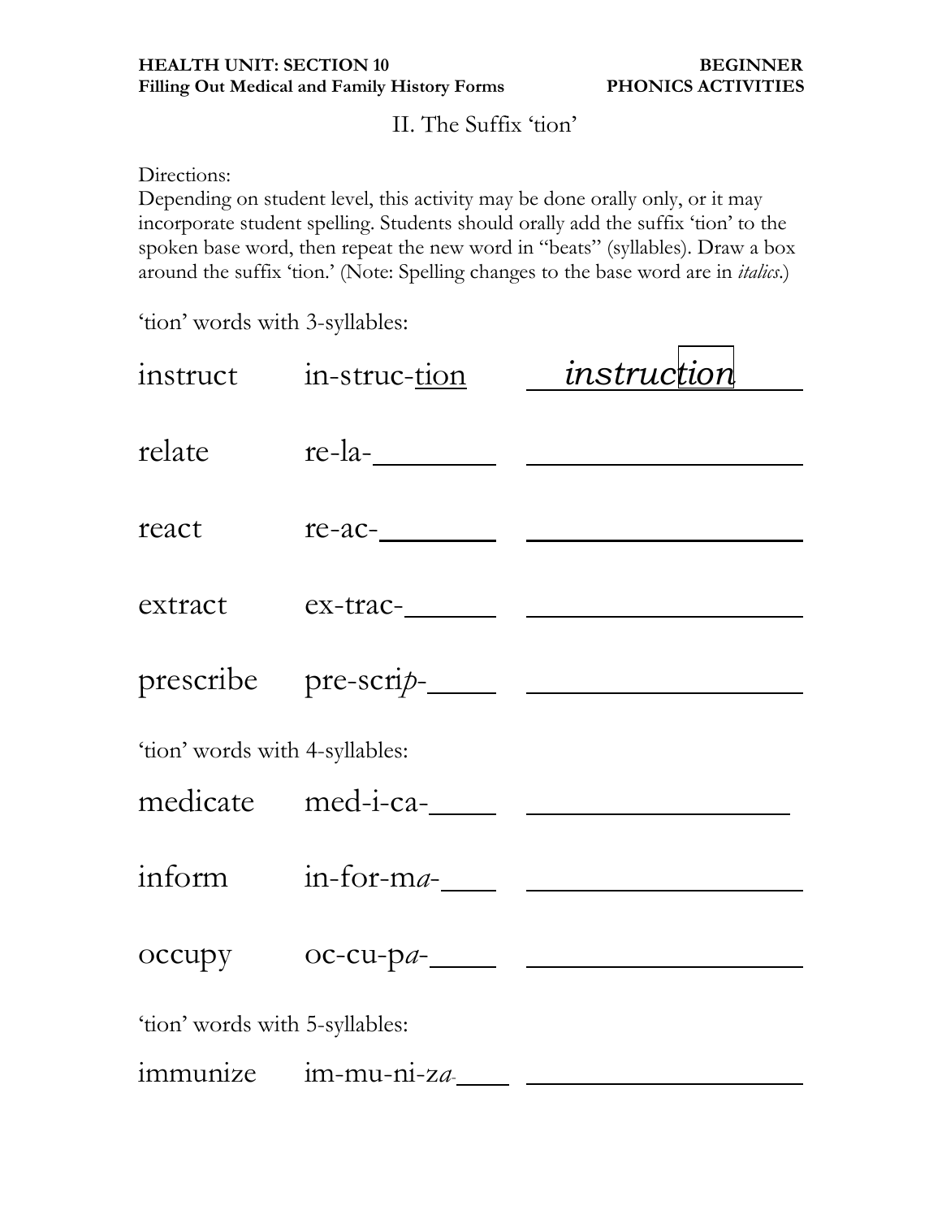**HEALTH UNIT: SECTION 10** **BEGINNER**
**Filling Out Medical and Family History Forms** **PHONICS ACTIVITIES**

II. The Suffix 'tion'

Directions:
Depending on student level, this activity may be done orally only, or it may incorporate student spelling. Students should orally add the suffix 'tion' to the spoken base word, then repeat the new word in "beats" (syllables). Draw a box around the suffix 'tion.' (Note: Spelling changes to the base word are in *italics*.)

'tion' words with 3-syllables:

| | | |
|---|---|---|
| instruct | in-struc-tion | *instruction* |
| relate | re-la-________ | ____________________ |
| react | re-ac-________ | ____________________ |
| extract | ex-trac-______ | ____________________ |
| prescribe | pre-scri*p*-_____ | ____________________ |

'tion' words with 4-syllables:

| | | |
|---|---|---|
| medicate | med-i-ca-_____ | ____________________ |
| inform | in-for-m*a*-____ | ____________________ |
| occupy | oc-cu-p*a*-_____ | ____________________ |

'tion' words with 5-syllables:

| | | |
|---|---|---|
| immunize | im-mu-ni-z*a*-____ | ____________________ |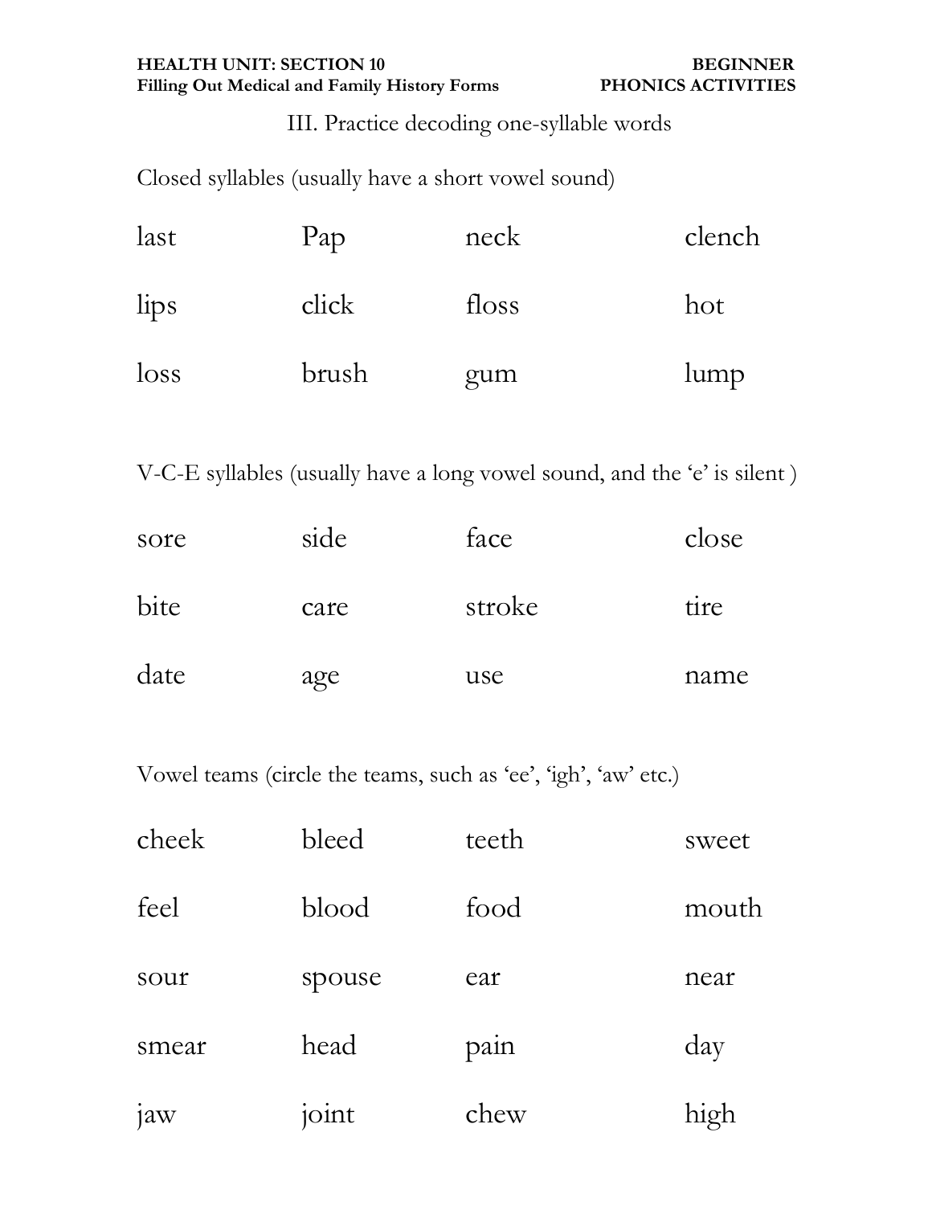**HEALTH UNIT: SECTION 10**
**Filling Out Medical and Family History Forms**

**BEGINNER**
**PHONICS ACTIVITIES**

III. Practice decoding one-syllable words

Closed syllables (usually have a short vowel sound)

| | | | |
|---|---|---|---|
| last | Pap | neck | clench |
| lips | click | floss | hot |
| loss | brush | gum | lump |

V-C-E syllables (usually have a long vowel sound, and the 'e' is silent )

| | | | |
|---|---|---|---|
| sore | side | face | close |
| bite | care | stroke | tire |
| date | age | use | name |

Vowel teams (circle the teams, such as 'ee', 'igh', 'aw' etc.)

| | | | |
|---|---|---|---|
| cheek | bleed | teeth | sweet |
| feel | blood | food | mouth |
| sour | spouse | ear | near |
| smear | head | pain | day |
| jaw | joint | chew | high |